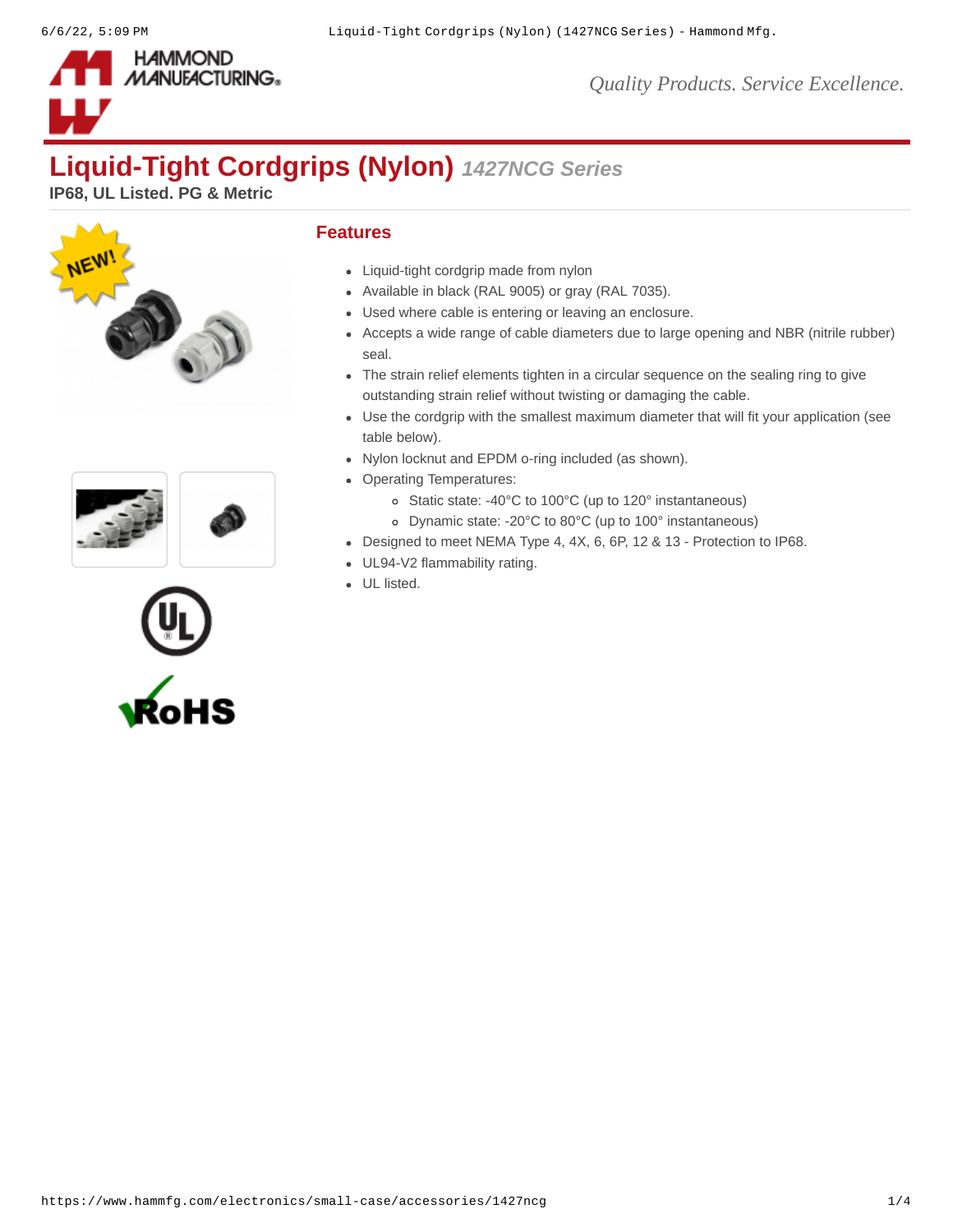# Liquid-Tight Cordgrips (Nylon) *1427NCG Series*

**IP68, UL Listed. PG & Metric**

## Features

- Liquid-tight cordgrip made from nylon
- Available in black (RAL 9005) or gray (RAL 7035).
- Used where cable is entering or leaving an enclosure.
- Accepts a wide range of cable diameters due to large opening and NBR (nitrile rubber) seal.
- The strain relief elements tighten in a circular sequence on the sealing ring to give outstanding strain relief without twisting or damaging the cable.
- Use the cordgrip with the smallest maximum diameter that will fit your application (see table below).
- Nylon locknut and EPDM o-ring included (as shown).
- Operating Temperatures:
  - Static state: -40°C to 100°C (up to 120° instantaneous)
  - Dynamic state: -20°C to 80°C (up to 100° instantaneous)
- Designed to meet NEMA Type 4, 4X, 6, 6P, 12 & 13 - Protection to IP68.
- UL94-V2 flammability rating.
- UL listed.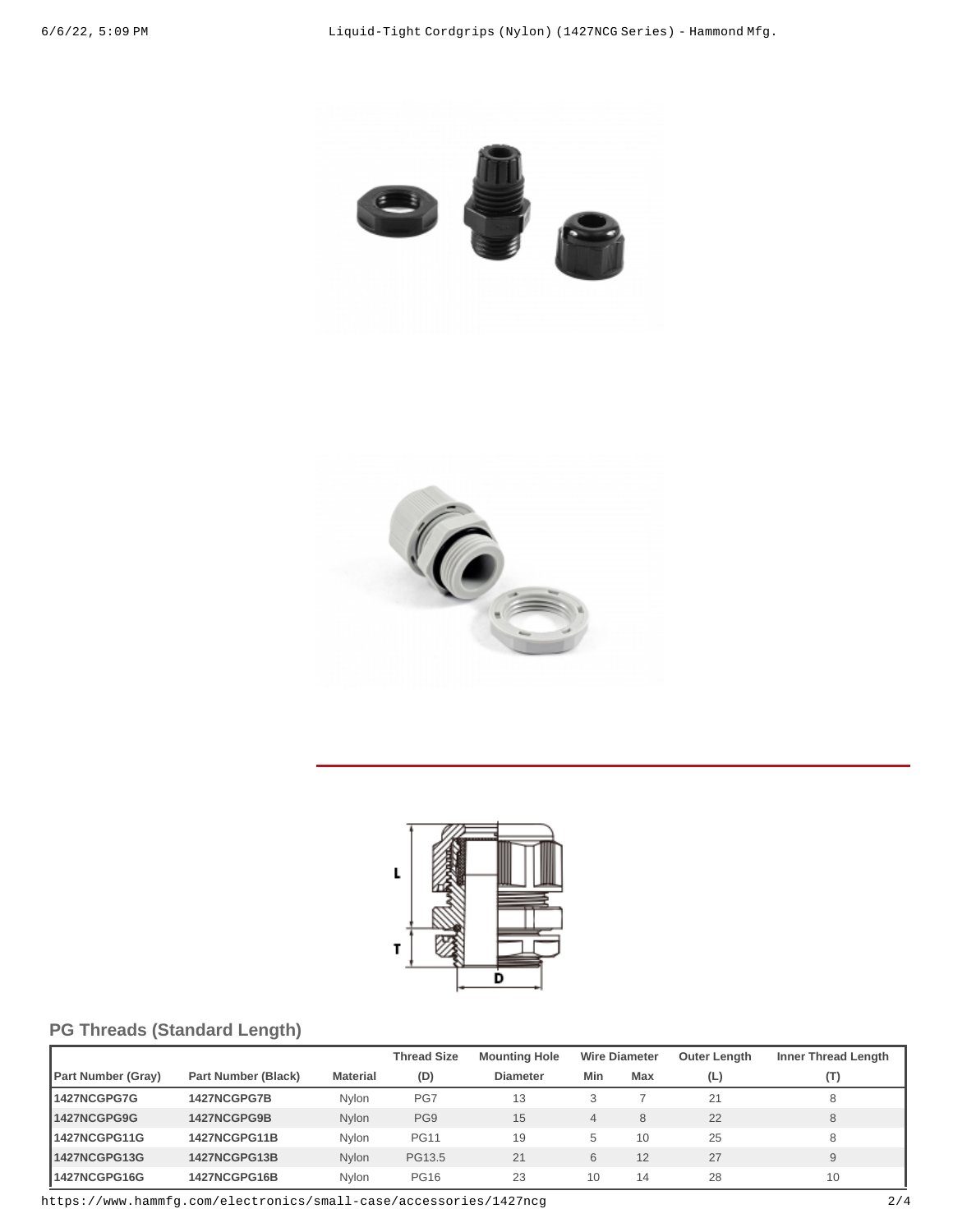## PG Threads (Standard Length)

| Part Number (Gray) | Part Number (Black) | Material | Thread Size (D) | Mounting Hole Diameter | Wire Diameter Min | Wire Diameter Max | Outer Length (L) | Inner Thread Length (T) |
|---|---|---|---|---|---|---|---|---|
| **1427NCGPG7G** | **1427NCGPG7B** | Nylon | PG7 | 13 | 3 | 7 | 21 | 8 |
| **1427NCGPG9G** | **1427NCGPG9B** | Nylon | PG9 | 15 | 4 | 8 | 22 | 8 |
| **1427NCGPG11G** | **1427NCGPG11B** | Nylon | PG11 | 19 | 5 | 10 | 25 | 8 |
| **1427NCGPG13G** | **1427NCGPG13B** | Nylon | PG13.5 | 21 | 6 | 12 | 27 | 9 |
| **1427NCGPG16G** | **1427NCGPG16B** | Nylon | PG16 | 23 | 10 | 14 | 28 | 10 |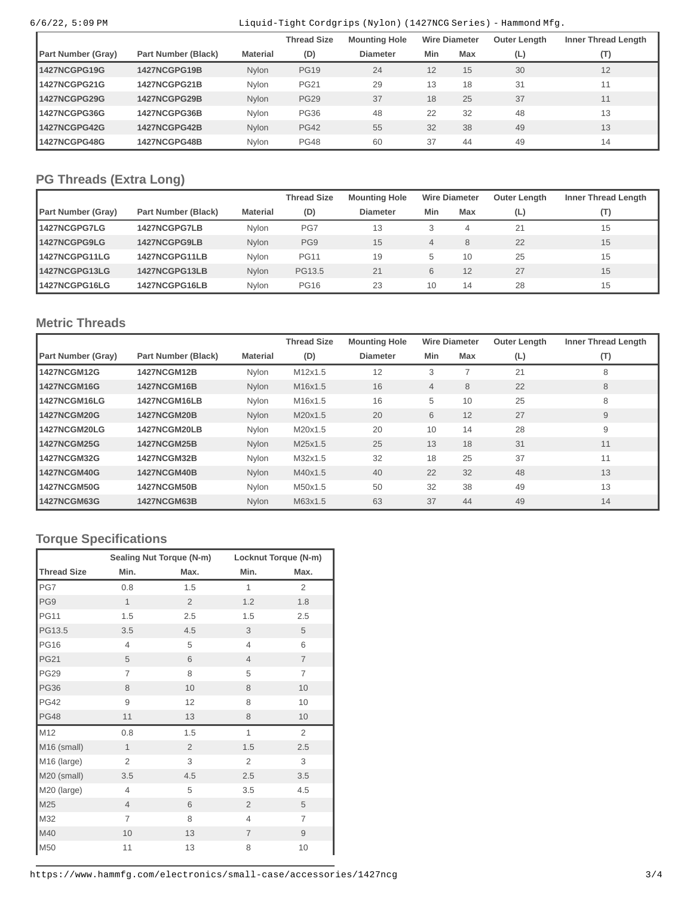| | | | Thread Size | Mounting Hole | Wire Diameter | | Outer Length | Inner Thread Length |
|---|---|---|---|---|---|---|---|---|
| **Part Number (Gray)** | **Part Number (Black)** | **Material** | **(D)** | **Diameter** | **Min** | **Max** | **(L)** | **(T)** |
| **1427NCGPG19G** | **1427NCGPG19B** | Nylon | PG19 | 24 | 12 | 15 | 30 | 12 |
| **1427NCGPG21G** | **1427NCGPG21B** | Nylon | PG21 | 29 | 13 | 18 | 31 | 11 |
| **1427NCGPG29G** | **1427NCGPG29B** | Nylon | PG29 | 37 | 18 | 25 | 37 | 11 |
| **1427NCGPG36G** | **1427NCGPG36B** | Nylon | PG36 | 48 | 22 | 32 | 48 | 13 |
| **1427NCGPG42G** | **1427NCGPG42B** | Nylon | PG42 | 55 | 32 | 38 | 49 | 13 |
| **1427NCGPG48G** | **1427NCGPG48B** | Nylon | PG48 | 60 | 37 | 44 | 49 | 14 |

## PG Threads (Extra Long)

| | | | Thread Size | Mounting Hole | Wire Diameter | | Outer Length | Inner Thread Length |
|---|---|---|---|---|---|---|---|---|
| **Part Number (Gray)** | **Part Number (Black)** | **Material** | **(D)** | **Diameter** | **Min** | **Max** | **(L)** | **(T)** |
| **1427NCGPG7LG** | **1427NCGPG7LB** | Nylon | PG7 | 13 | 3 | 4 | 21 | 15 |
| **1427NCGPG9LG** | **1427NCGPG9LB** | Nylon | PG9 | 15 | 4 | 8 | 22 | 15 |
| **1427NCGPG11LG** | **1427NCGPG11LB** | Nylon | PG11 | 19 | 5 | 10 | 25 | 15 |
| **1427NCGPG13LG** | **1427NCGPG13LB** | Nylon | PG13.5 | 21 | 6 | 12 | 27 | 15 |
| **1427NCGPG16LG** | **1427NCGPG16LB** | Nylon | PG16 | 23 | 10 | 14 | 28 | 15 |

## Metric Threads

| | | | Thread Size | Mounting Hole | Wire Diameter | | Outer Length | Inner Thread Length |
|---|---|---|---|---|---|---|---|---|
| **Part Number (Gray)** | **Part Number (Black)** | **Material** | **(D)** | **Diameter** | **Min** | **Max** | **(L)** | **(T)** |
| **1427NCGM12G** | **1427NCGM12B** | Nylon | M12x1.5 | 12 | 3 | 7 | 21 | 8 |
| **1427NCGM16G** | **1427NCGM16B** | Nylon | M16x1.5 | 16 | 4 | 8 | 22 | 8 |
| **1427NCGM16LG** | **1427NCGM16LB** | Nylon | M16x1.5 | 16 | 5 | 10 | 25 | 8 |
| **1427NCGM20G** | **1427NCGM20B** | Nylon | M20x1.5 | 20 | 6 | 12 | 27 | 9 |
| **1427NCGM20LG** | **1427NCGM20LB** | Nylon | M20x1.5 | 20 | 10 | 14 | 28 | 9 |
| **1427NCGM25G** | **1427NCGM25B** | Nylon | M25x1.5 | 25 | 13 | 18 | 31 | 11 |
| **1427NCGM32G** | **1427NCGM32B** | Nylon | M32x1.5 | 32 | 18 | 25 | 37 | 11 |
| **1427NCGM40G** | **1427NCGM40B** | Nylon | M40x1.5 | 40 | 22 | 32 | 48 | 13 |
| **1427NCGM50G** | **1427NCGM50B** | Nylon | M50x1.5 | 50 | 32 | 38 | 49 | 13 |
| **1427NCGM63G** | **1427NCGM63B** | Nylon | M63x1.5 | 63 | 37 | 44 | 49 | 14 |

## Torque Specifications

| | Sealing Nut Torque (N-m) | | Locknut Torque (N-m) | |
|---|---|---|---|---|
| **Thread Size** | **Min.** | **Max.** | **Min.** | **Max.** |
| PG7 | 0.8 | 1.5 | 1 | 2 |
| PG9 | 1 | 2 | 1.2 | 1.8 |
| PG11 | 1.5 | 2.5 | 1.5 | 2.5 |
| PG13.5 | 3.5 | 4.5 | 3 | 5 |
| PG16 | 4 | 5 | 4 | 6 |
| PG21 | 5 | 6 | 4 | 7 |
| PG29 | 7 | 8 | 5 | 7 |
| PG36 | 8 | 10 | 8 | 10 |
| PG42 | 9 | 12 | 8 | 10 |
| PG48 | 11 | 13 | 8 | 10 |
| M12 | 0.8 | 1.5 | 1 | 2 |
| M16 (small) | 1 | 2 | 1.5 | 2.5 |
| M16 (large) | 2 | 3 | 2 | 3 |
| M20 (small) | 3.5 | 4.5 | 2.5 | 3.5 |
| M20 (large) | 4 | 5 | 3.5 | 4.5 |
| M25 | 4 | 6 | 2 | 5 |
| M32 | 7 | 8 | 4 | 7 |
| M40 | 10 | 13 | 7 | 9 |
| M50 | 11 | 13 | 8 | 10 |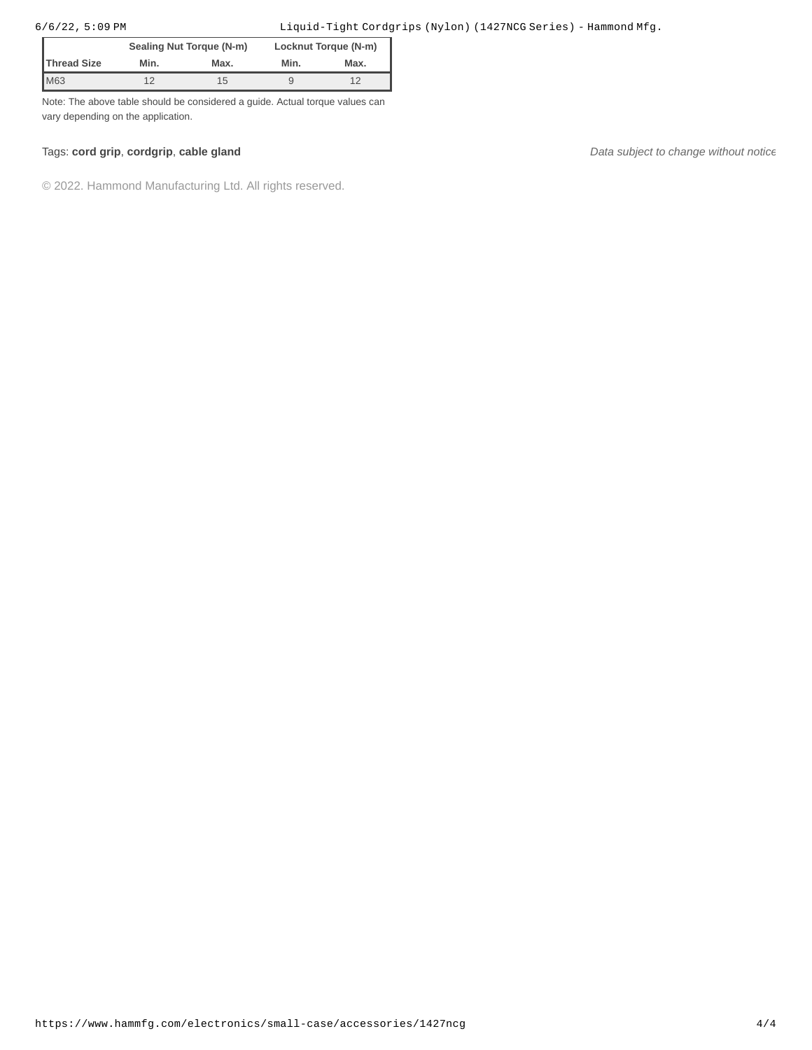| | Sealing Nut Torque (N-m) | | Locknut Torque (N-m) | |
|---|---|---|---|---|
| **Thread Size** | **Min.** | **Max.** | **Min.** | **Max.** |
| M63 | 12 | 15 | 9 | 12 |

Note: The above table should be considered a guide. Actual torque values can vary depending on the application.

Tags: **cord grip**, **cordgrip**, **cable gland**

*Data subject to change without notice*

© 2022. Hammond Manufacturing Ltd. All rights reserved.